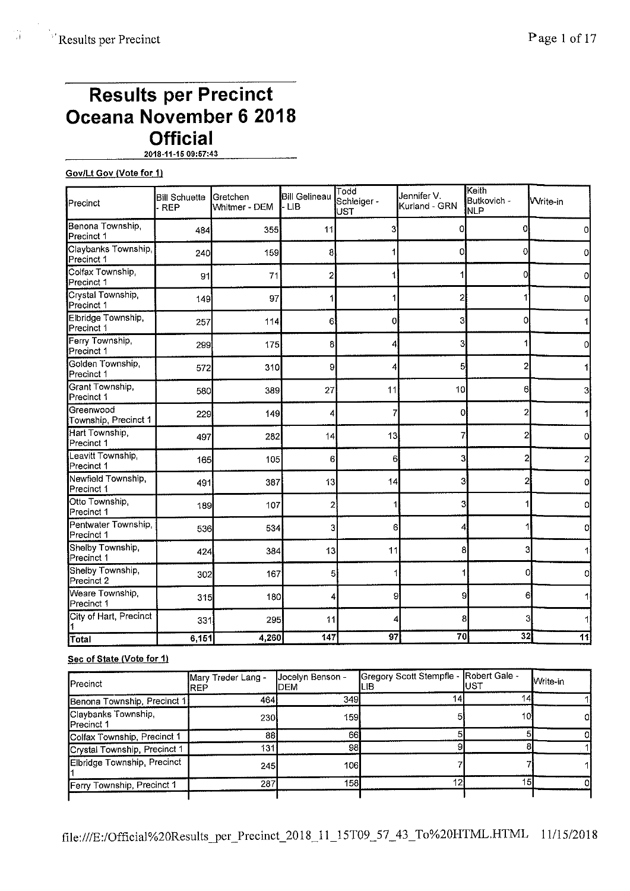# Results per Precinct
# Oceana November 6 2018
# Official

2018-11-15 09:57:43

**Gov/Lt Gov (Vote for 1)**

| Precinct | Bill Schuette - REP | Gretchen Whitmer - DEM | Bill Gelineau - LIB | Todd Schleiger - UST | Jennifer V. Kurland - GRN | Keith Butkovich - NLP | Write-in |
|---|---|---|---|---|---|---|---|
| Benona Township, Precinct 1 | 484 | 355 | 11 | 3 | 0 | 0 | 0 |
| Claybanks Township, Precinct 1 | 240 | 159 | 8 | 1 | 0 | 0 | 0 |
| Colfax Township, Precinct 1 | 91 | 71 | 2 | 1 | 1 | 0 | 0 |
| Crystal Township, Precinct 1 | 149 | 97 | 1 | 1 | 2 | 1 | 0 |
| Elbridge Township, Precinct 1 | 257 | 114 | 6 | 0 | 3 | 0 | 1 |
| Ferry Township, Precinct 1 | 299 | 175 | 8 | 4 | 3 | 1 | 0 |
| Golden Township, Precinct 1 | 572 | 310 | 9 | 4 | 5 | 2 | 1 |
| Grant Township, Precinct 1 | 580 | 389 | 27 | 11 | 10 | 6 | 3 |
| Greenwood Township, Precinct 1 | 229 | 149 | 4 | 7 | 0 | 2 | 1 |
| Hart Township, Precinct 1 | 497 | 282 | 14 | 13 | 7 | 2 | 0 |
| Leavitt Township, Precinct 1 | 165 | 105 | 6 | 6 | 3 | 2 | 2 |
| Newfield Township, Precinct 1 | 491 | 387 | 13 | 14 | 3 | 2 | 0 |
| Otto Township, Precinct 1 | 189 | 107 | 2 | 1 | 3 | 1 | 0 |
| Pentwater Township, Precinct 1 | 536 | 534 | 3 | 6 | 4 | 1 | 0 |
| Shelby Township, Precinct 1 | 424 | 384 | 13 | 11 | 8 | 3 | 1 |
| Shelby Township, Precinct 2 | 302 | 167 | 5 | 1 | 1 | 0 | 0 |
| Weare Township, Precinct 1 | 315 | 180 | 4 | 9 | 9 | 6 | 1 |
| City of Hart, Precinct 1 | 331 | 295 | 11 | 4 | 8 | 3 | 1 |
| **Total** | **6,151** | **4,260** | **147** | **97** | **70** | **32** | **11** |

**Sec of State (Vote for 1)**

| Precinct | Mary Treder Lang - REP | Jocelyn Benson - DEM | Gregory Scott Stempfle - LIB | Robert Gale - UST | Write-in |
|---|---|---|---|---|---|
| Benona Township, Precinct 1 | 464 | 349 | 14 | 14 | 1 |
| Claybanks Township, Precinct 1 | 230 | 159 | 5 | 10 | 0 |
| Colfax Township, Precinct 1 | 88 | 66 | 5 | 5 | 0 |
| Crystal Township, Precinct 1 | 131 | 98 | 9 | 8 | 1 |
| Elbridge Township, Precinct 1 | 245 | 106 | 7 | 7 | 1 |
| Ferry Township, Precinct 1 | 287 | 158 | 12 | 15 | 0 |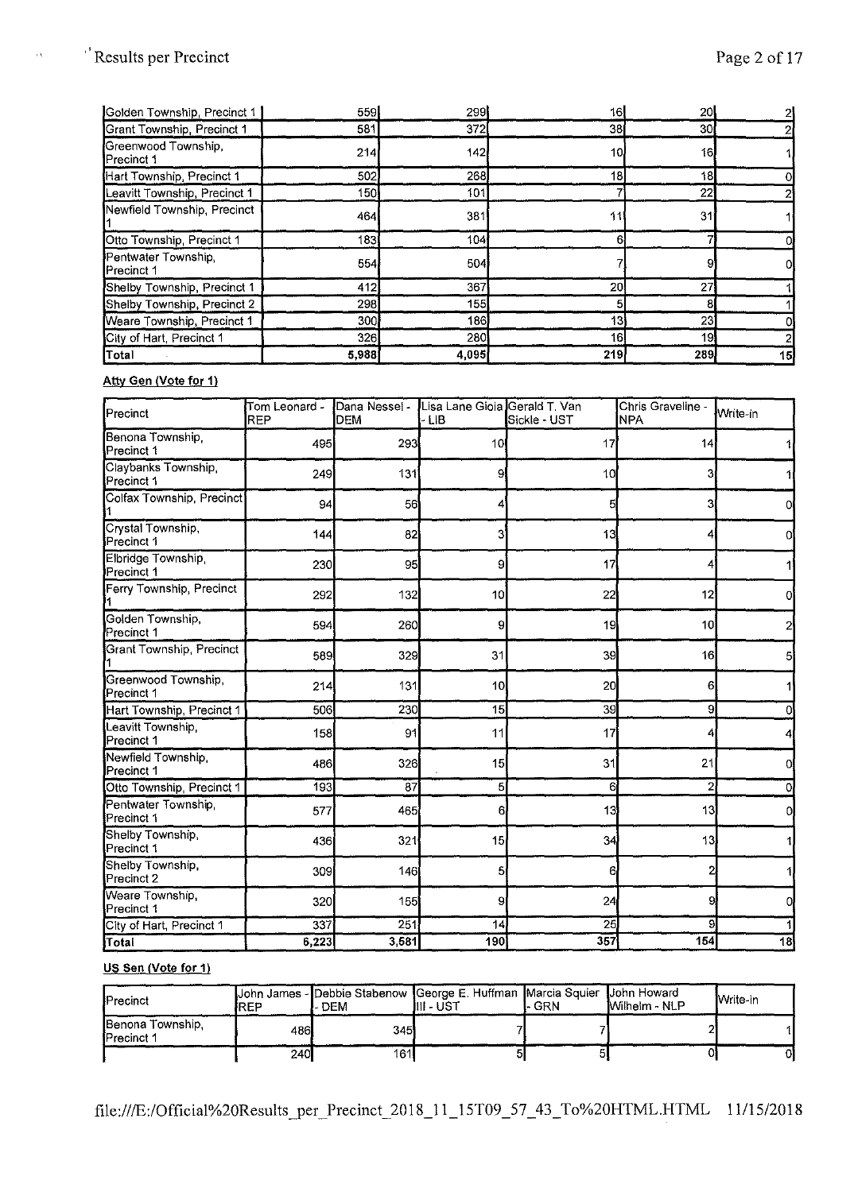| | | | | | |
|---|---|---|---|---|---|
| Golden Township, Precinct 1 | 559 | 299 | 16 | 20 | 2 |
| Grant Township, Precinct 1 | 581 | 372 | 38 | 30 | 2 |
| Greenwood Township, Precinct 1 | 214 | 142 | 10 | 16 | 1 |
| Hart Township, Precinct 1 | 502 | 268 | 18 | 18 | 0 |
| Leavitt Township, Precinct 1 | 150 | 101 | 7 | 22 | 2 |
| Newfield Township, Precinct 1 | 464 | 381 | 11 | 31 | 1 |
| Otto Township, Precinct 1 | 183 | 104 | 6 | 7 | 0 |
| Pentwater Township, Precinct 1 | 554 | 504 | 7 | 9 | 0 |
| Shelby Township, Precinct 1 | 412 | 367 | 20 | 27 | 1 |
| Shelby Township, Precinct 2 | 298 | 155 | 5 | 8 | 1 |
| Weare Township, Precinct 1 | 300 | 186 | 13 | 23 | 0 |
| City of Hart, Precinct 1 | 326 | 280 | 16 | 19 | 2 |
| **Total** | **5,988** | **4,095** | **219** | **289** | **15** |

**Atty Gen (Vote for 1)**

| Precinct | Tom Leonard - REP | Dana Nessel - DEM | Lisa Lane Gioia - LIB | Gerald T. Van Sickle - UST | Chris Graveline - NPA | Write-in |
|---|---|---|---|---|---|---|
| Benona Township, Precinct 1 | 495 | 293 | 10 | 17 | 14 | 1 |
| Claybanks Township, Precinct 1 | 249 | 131 | 9 | 10 | 3 | 1 |
| Colfax Township, Precinct 1 | 94 | 56 | 4 | 5 | 3 | 0 |
| Crystal Township, Precinct 1 | 144 | 82 | 3 | 13 | 4 | 0 |
| Elbridge Township, Precinct 1 | 230 | 95 | 9 | 17 | 4 | 1 |
| Ferry Township, Precinct 1 | 292 | 132 | 10 | 22 | 12 | 0 |
| Golden Township, Precinct 1 | 594 | 260 | 9 | 19 | 10 | 2 |
| Grant Township, Precinct 1 | 589 | 329 | 31 | 39 | 16 | 5 |
| Greenwood Township, Precinct 1 | 214 | 131 | 10 | 20 | 6 | 1 |
| Hart Township, Precinct 1 | 506 | 230 | 15 | 39 | 9 | 0 |
| Leavitt Township, Precinct 1 | 158 | 91 | 11 | 17 | 4 | 4 |
| Newfield Township, Precinct 1 | 486 | 326 | 15 | 31 | 21 | 0 |
| Otto Township, Precinct 1 | 193 | 87 | 5 | 6 | 2 | 0 |
| Pentwater Township, Precinct 1 | 577 | 465 | 6 | 13 | 13 | 0 |
| Shelby Township, Precinct 1 | 436 | 321 | 15 | 34 | 13 | 1 |
| Shelby Township, Precinct 2 | 309 | 146 | 5 | 6 | 2 | 1 |
| Weare Township, Precinct 1 | 320 | 155 | 9 | 24 | 9 | 0 |
| City of Hart, Precinct 1 | 337 | 251 | 14 | 25 | 9 | 1 |
| **Total** | **6,223** | **3,581** | **190** | **357** | **154** | **18** |

**US Sen (Vote for 1)**

| Precinct | John James - REP | Debbie Stabenow - DEM | George E. Huffman III - UST | Marcia Squier - GRN | John Howard Wilhelm - NLP | Write-in |
|---|---|---|---|---|---|---|
| Benona Township, Precinct 1 | 486 | 345 | 7 | 7 | 2 | 1 |
| | 240 | 161 | 5 | 5 | 0 | 0 |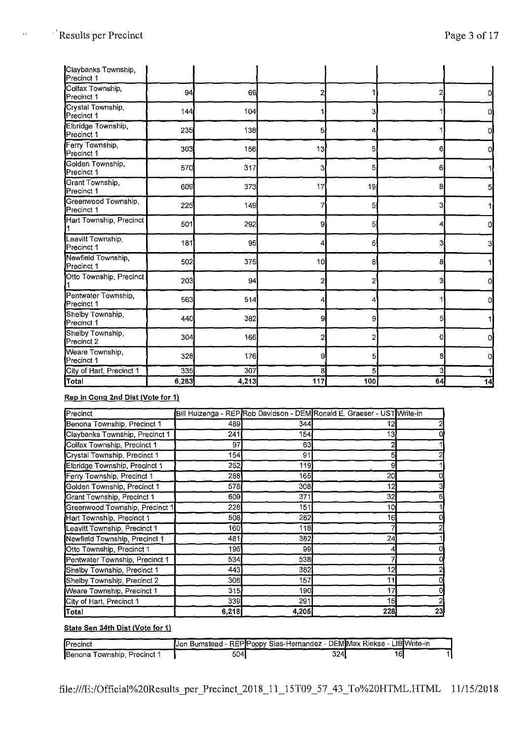| | | | | | | |
|---|---|---|---|---|---|---|
| Claybanks Township, Precinct 1 | | | | | | |
| Colfax Township, Precinct 1 | 94 | 69 | 2 | 1 | 2 | 0 |
| Crystal Township, Precinct 1 | 144 | 104 | 1 | 3 | 1 | 0 |
| Elbridge Township, Precinct 1 | 235 | 138 | 5 | 4 | 1 | 0 |
| Ferry Township, Precinct 1 | 303 | 156 | 13 | 5 | 6 | 0 |
| Golden Township, Precinct 1 | 570 | 317 | 3 | 5 | 6 | 1 |
| Grant Township, Precinct 1 | 609 | 373 | 17 | 19 | 8 | 5 |
| Greenwood Township, Precinct 1 | 225 | 149 | 7 | 5 | 3 | 1 |
| Hart Township, Precinct 1 | 501 | 292 | 9 | 5 | 4 | 0 |
| Leavitt Township, Precinct 1 | 181 | 95 | 4 | 6 | 3 | 3 |
| Newfield Township, Precinct 1 | 502 | 375 | 10 | 8 | 8 | 1 |
| Otto Township, Precinct 1 | 203 | 94 | 2 | 2 | 3 | 0 |
| Pentwater Township, Precinct 1 | 563 | 514 | 4 | 4 | 1 | 0 |
| Shelby Township, Precinct 1 | 440 | 382 | 9 | 9 | 5 | 1 |
| Shelby Township, Precinct 2 | 304 | 166 | 2 | 2 | 0 | 0 |
| Weare Township, Precinct 1 | 328 | 176 | 9 | 5 | 8 | 0 |
| City of Hart, Precinct 1 | 335 | 307 | 8 | 5 | 3 | 1 |
| Total | 6,263 | 4,213 | 117 | 100 | 64 | 14 |

**Rep in Cong 2nd Dist (Vote for 1)**

| Precinct | Bill Huizenga - REP | Rob Davidson - DEM | Ronald E. Graeser - UST | Write-in |
|---|---|---|---|---|
| Benona Township, Precinct 1 | 489 | 344 | 12 | 2 |
| Claybanks Township, Precinct 1 | 241 | 154 | 13 | 0 |
| Colfax Township, Precinct 1 | 97 | 63 | 2 | 1 |
| Crystal Township, Precinct 1 | 154 | 91 | 5 | 2 |
| Elbridge Township, Precinct 1 | 252 | 119 | 9 | 1 |
| Ferry Township, Precinct 1 | 288 | 165 | 20 | 0 |
| Golden Township, Precinct 1 | 578 | 308 | 12 | 3 |
| Grant Township, Precinct 1 | 609 | 371 | 32 | 6 |
| Greenwood Township, Precinct 1 | 228 | 151 | 10 | 1 |
| Hart Township, Precinct 1 | 508 | 282 | 16 | 0 |
| Leavitt Township, Precinct 1 | 160 | 118 | 7 | 2 |
| Newfield Township, Precinct 1 | 481 | 382 | 24 | 1 |
| Otto Township, Precinct 1 | 196 | 99 | 4 | 0 |
| Pentwater Township, Precinct 1 | 534 | 538 | 7 | 0 |
| Shelby Township, Precinct 1 | 443 | 382 | 12 | 2 |
| Shelby Township, Precinct 2 | 306 | 157 | 11 | 0 |
| Weare Township, Precinct 1 | 315 | 190 | 17 | 0 |
| City of Hart, Precinct 1 | 339 | 291 | 15 | 2 |
| Total | 6,218 | 4,205 | 228 | 23 |

**State Sen 34th Dist (Vote for 1)**

| Precinct | Jon Bumstead - REP | Poppy Sias-Hernandez - DEM | Max Riekse - LIB | Write-in |
|---|---|---|---|---|
| Benona Township, Precinct 1 | 504 | 324 | 16 | 1 |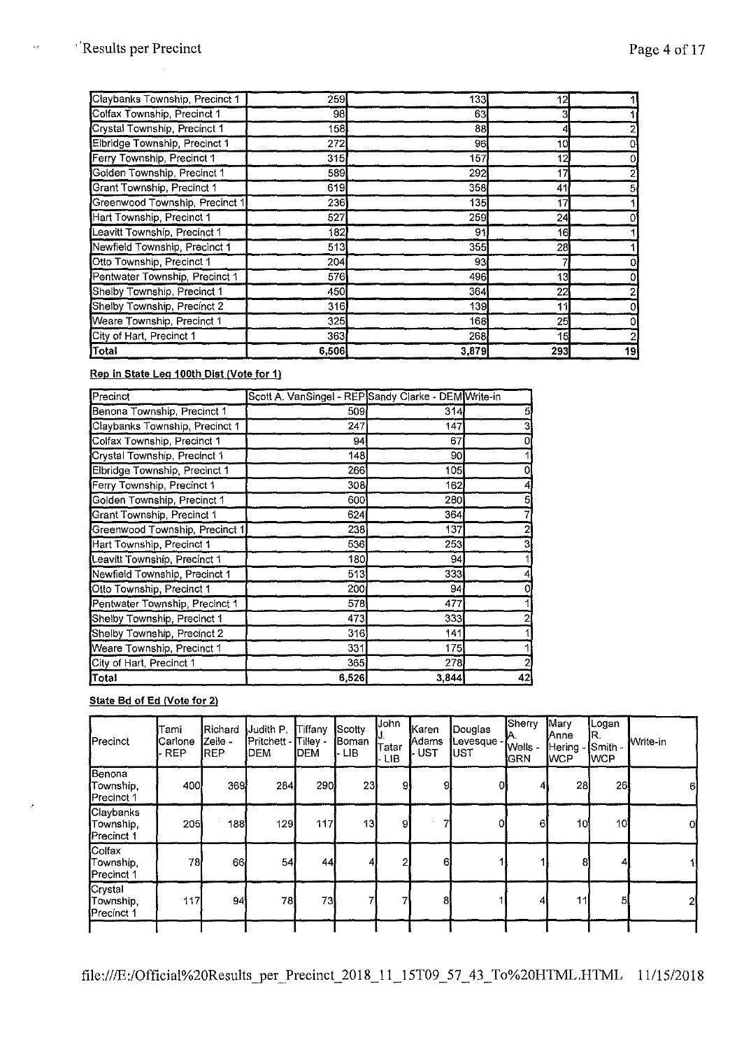| | | | | |
|---|---|---|---|---|
| Claybanks Township, Precinct 1 | 259 | 133 | 12 | 1 |
| Colfax Township, Precinct 1 | 98 | 63 | 3 | 1 |
| Crystal Township, Precinct 1 | 158 | 88 | 4 | 2 |
| Elbridge Township, Precinct 1 | 272 | 96 | 10 | 0 |
| Ferry Township, Precinct 1 | 315 | 157 | 12 | 0 |
| Golden Township, Precinct 1 | 589 | 292 | 17 | 2 |
| Grant Township, Precinct 1 | 619 | 358 | 41 | 5 |
| Greenwood Township, Precinct 1 | 236 | 135 | 17 | 1 |
| Hart Township, Precinct 1 | 527 | 259 | 24 | 0 |
| Leavitt Township, Precinct 1 | 182 | 91 | 16 | 1 |
| Newfield Township, Precinct 1 | 513 | 355 | 28 | 1 |
| Otto Township, Precinct 1 | 204 | 93 | 7 | 0 |
| Pentwater Township, Precinct 1 | 576 | 496 | 13 | 0 |
| Shelby Township, Precinct 1 | 450 | 364 | 22 | 2 |
| Shelby Township, Precinct 2 | 316 | 139 | 11 | 0 |
| Weare Township, Precinct 1 | 325 | 168 | 25 | 0 |
| City of Hart, Precinct 1 | 363 | 268 | 15 | 2 |
| **Total** | **6,506** | **3,879** | **293** | **19** |

**Rep In State Leg 100th Dist (Vote for 1)**

| Precinct | Scott A. VanSingel - REP | Sandy Clarke - DEM | Write-in |
|---|---|---|---|
| Benona Township, Precinct 1 | 509 | 314 | 5 |
| Claybanks Township, Precinct 1 | 247 | 147 | 3 |
| Colfax Township, Precinct 1 | 94 | 67 | 0 |
| Crystal Township, Precinct 1 | 148 | 90 | 1 |
| Elbridge Township, Precinct 1 | 266 | 105 | 0 |
| Ferry Township, Precinct 1 | 308 | 162 | 4 |
| Golden Township, Precinct 1 | 600 | 280 | 5 |
| Grant Township, Precinct 1 | 624 | 364 | 7 |
| Greenwood Township, Precinct 1 | 238 | 137 | 2 |
| Hart Township, Precinct 1 | 536 | 253 | 3 |
| Leavitt Township, Precinct 1 | 180 | 94 | 1 |
| Newfield Township, Precinct 1 | 513 | 333 | 4 |
| Otto Township, Precinct 1 | 200 | 94 | 0 |
| Pentwater Township, Precinct 1 | 578 | 477 | 1 |
| Shelby Township, Precinct 1 | 473 | 333 | 2 |
| Shelby Township, Precinct 2 | 316 | 141 | 1 |
| Weare Township, Precinct 1 | 331 | 175 | 1 |
| City of Hart, Precinct 1 | 365 | 278 | 2 |
| **Total** | **6,526** | **3,844** | **42** |

**State Bd of Ed (Vote for 2)**

| Precinct | Tami Carlone - REP | Richard Zeile - REP | Judith P. Pritchett - DEM | Tiffany Tilley - DEM | Scotty Boman - LIB | John J. Tatar - LIB | Karen Adams - UST | Douglas Levesque - UST | Sherry A. Wells - GRN | Mary Anne Hering - WCP | Logan R. Smith - WCP | Write-in |
|---|---|---|---|---|---|---|---|---|---|---|---|---|
| Benona Township, Precinct 1 | 400 | 369 | 284 | 290 | 23 | 9 | 9 | 0 | 4 | 28 | 26 | 6 |
| Claybanks Township, Precinct 1 | 205 | 188 | 129 | 117 | 13 | 9 | 7 | 0 | 6 | 10 | 10 | 0 |
| Colfax Township, Precinct 1 | 78 | 66 | 54 | 44 | 4 | 2 | 6 | 1 | 1 | 8 | 4 | 1 |
| Crystal Township, Precinct 1 | 117 | 94 | 78 | 73 | 7 | 7 | 8 | 1 | 4 | 11 | 5 | 2 |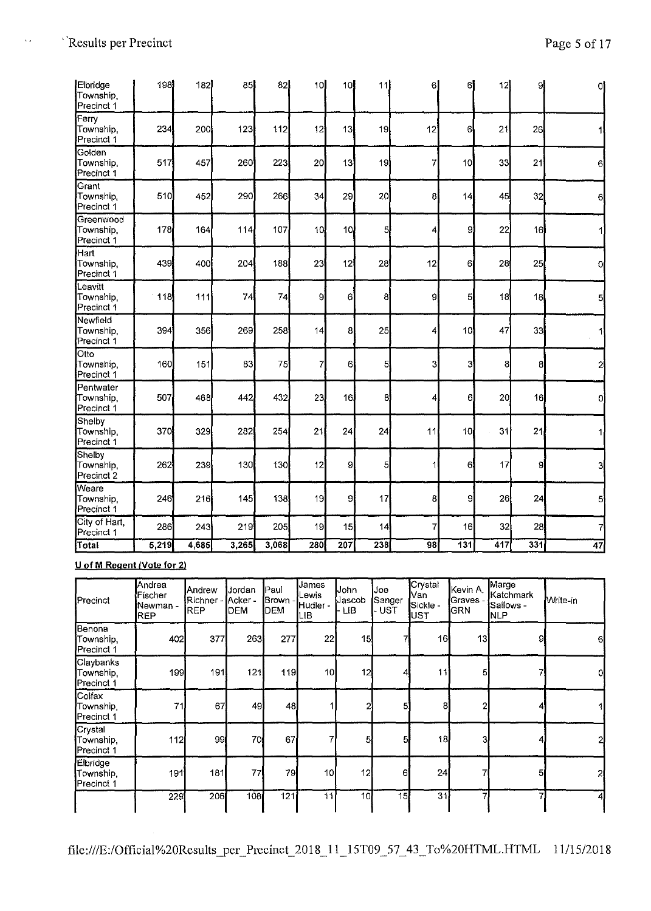| | | | | | | | | | | | | |
|---|---|---|---|---|---|---|---|---|---|---|---|---|
| Elbridge Township, Precinct 1 | 198 | 182 | 85 | 82 | 10 | 10 | 11 | 6 | 6 | 12 | 9 | 0 |
| Ferry Township, Precinct 1 | 234 | 200 | 123 | 112 | 12 | 13 | 19 | 12 | 6 | 21 | 26 | 1 |
| Golden Township, Precinct 1 | 517 | 457 | 260 | 223 | 20 | 13 | 19 | 7 | 10 | 33 | 21 | 6 |
| Grant Township, Precinct 1 | 510 | 452 | 290 | 266 | 34 | 29 | 20 | 8 | 14 | 45 | 32 | 6 |
| Greenwood Township, Precinct 1 | 178 | 164 | 114 | 107 | 10 | 10 | 5 | 4 | 9 | 22 | 16 | 1 |
| Hart Township, Precinct 1 | 439 | 400 | 204 | 188 | 23 | 12 | 28 | 12 | 6 | 28 | 25 | 0 |
| Leavitt Township, Precinct 1 | 118 | 111 | 74 | 74 | 9 | 6 | 8 | 9 | 5 | 18 | 18 | 5 |
| Newfield Township, Precinct 1 | 394 | 356 | 269 | 258 | 14 | 8 | 25 | 4 | 10 | 47 | 33 | 1 |
| Otto Township, Precinct 1 | 160 | 151 | 83 | 75 | 7 | 6 | 5 | 3 | 3 | 8 | 8 | 2 |
| Pentwater Township, Precinct 1 | 507 | 468 | 442 | 432 | 23 | 16 | 8 | 4 | 6 | 20 | 16 | 0 |
| Shelby Township, Precinct 1 | 370 | 329 | 282 | 254 | 21 | 24 | 24 | 11 | 10 | 31 | 21 | 1 |
| Shelby Township, Precinct 2 | 262 | 239 | 130 | 130 | 12 | 9 | 5 | 1 | 6 | 17 | 9 | 3 |
| Weare Township, Precinct 1 | 246 | 216 | 145 | 138 | 19 | 9 | 17 | 8 | 9 | 26 | 24 | 5 |
| City of Hart, Precinct 1 | 286 | 243 | 219 | 205 | 19 | 15 | 14 | 7 | 16 | 32 | 28 | 7 |
| **Total** | **5,219** | **4,685** | **3,265** | **3,068** | **280** | **207** | **238** | **98** | **131** | **417** | **331** | **47** |

**U of M Regent (Vote for 2)**

| Precinct | Andrea Fischer Newman - REP | Andrew Richner - REP | Jordan Acker - DEM | Paul Brown - DEM | James Lewis Hudler - LIB | John Jascob - LIB | Joe Sanger - UST | Crystal Van Sickle - UST | Kevin A. Graves - GRN | Marge Katchmark Sallows - NLP | Write-in |
|---|---|---|---|---|---|---|---|---|---|---|---|
| Benona Township, Precinct 1 | 402 | 377 | 263 | 277 | 22 | 15 | 7 | 16 | 13 | 9 | 6 |
| Claybanks Township, Precinct 1 | 199 | 191 | 121 | 119 | 10 | 12 | 4 | 11 | 5 | 7 | 0 |
| Colfax Township, Precinct 1 | 71 | 67 | 49 | 48 | 1 | 2 | 5 | 8 | 2 | 4 | 1 |
| Crystal Township, Precinct 1 | 112 | 99 | 70 | 67 | 7 | 5 | 5 | 18 | 3 | 4 | 2 |
| Elbridge Township, Precinct 1 | 191 | 181 | 77 | 79 | 10 | 12 | 6 | 24 | 7 | 5 | 2 |
| | 229 | 206 | 108 | 121 | 11 | 10 | 15 | 31 | 7 | 7 | 4 |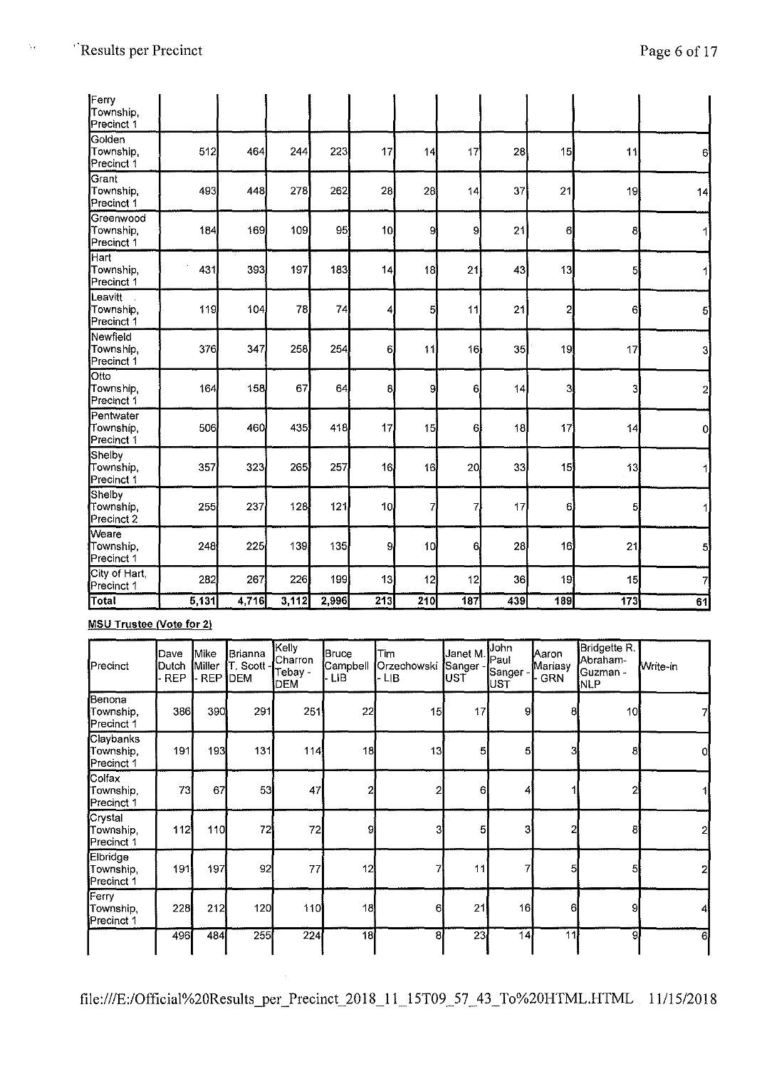| Ferry Township, Precinct 1 | | | | | | | | | | | |
|---|---|---|---|---|---|---|---|---|---|---|---|
| Golden Township, Precinct 1 | 512 | 464 | 244 | 223 | 17 | 14 | 17 | 28 | 15 | 11 | 6 |
| Grant Township, Precinct 1 | 493 | 448 | 278 | 262 | 28 | 28 | 14 | 37 | 21 | 19 | 14 |
| Greenwood Township, Precinct 1 | 184 | 169 | 109 | 95 | 10 | 9 | 9 | 21 | 6 | 8 | 1 |
| Hart Township, Precinct 1 | 431 | 393 | 197 | 183 | 14 | 18 | 21 | 43 | 13 | 5 | 1 |
| Leavitt Township, Precinct 1 | 119 | 104 | 78 | 74 | 4 | 5 | 11 | 21 | 2 | 6 | 5 |
| Newfield Township, Precinct 1 | 376 | 347 | 258 | 254 | 6 | 11 | 16 | 35 | 19 | 17 | 3 |
| Otto Township, Precinct 1 | 164 | 158 | 67 | 64 | 8 | 9 | 6 | 14 | 3 | 3 | 2 |
| Pentwater Township, Precinct 1 | 506 | 460 | 435 | 418 | 17 | 15 | 6 | 18 | 17 | 14 | 0 |
| Shelby Township, Precinct 1 | 357 | 323 | 265 | 257 | 16 | 16 | 20 | 33 | 15 | 13 | 1 |
| Shelby Township, Precinct 2 | 255 | 237 | 128 | 121 | 10 | 7 | 7 | 17 | 6 | 5 | 1 |
| Weare Township, Precinct 1 | 248 | 225 | 139 | 135 | 9 | 10 | 6 | 28 | 16 | 21 | 5 |
| City of Hart, Precinct 1 | 282 | 267 | 226 | 199 | 13 | 12 | 12 | 36 | 19 | 15 | 7 |
| **Total** | **5,131** | **4,716** | **3,112** | **2,996** | **213** | **210** | **187** | **439** | **189** | **173** | **61** |

**MSU Trustee (Vote for 2)**

| Precinct | Dave Dutch - REP | Mike Miller - REP | Brianna T. Scott - DEM | Kelly Charron Tebay - DEM | Bruce Campbell - LIB | Tim Orzechowski - LIB | Janet M. Sanger - UST | John Paul Sanger - UST | Aaron Mariasy - GRN | Bridgette R. Abraham-Guzman - NLP | Write-in |
|---|---|---|---|---|---|---|---|---|---|---|---|
| Benona Township, Precinct 1 | 386 | 390 | 291 | 251 | 22 | 15 | 17 | 9 | 8 | 10 | 7 |
| Claybanks Township, Precinct 1 | 191 | 193 | 131 | 114 | 18 | 13 | 5 | 5 | 3 | 8 | 0 |
| Colfax Township, Precinct 1 | 73 | 67 | 53 | 47 | 2 | 2 | 6 | 4 | 1 | 2 | 1 |
| Crystal Township, Precinct 1 | 112 | 110 | 72 | 72 | 9 | 3 | 5 | 3 | 2 | 8 | 2 |
| Elbridge Township, Precinct 1 | 191 | 197 | 92 | 77 | 12 | 7 | 11 | 7 | 5 | 5 | 2 |
| Ferry Township, Precinct 1 | 228 | 212 | 120 | 110 | 18 | 6 | 21 | 16 | 6 | 9 | 4 |
| | 496 | 484 | 255 | 224 | 18 | 8 | 23 | 14 | 11 | 9 | 6 |

file:///E:/Official%20Results_per_Precinct_2018_11_15T09_57_43_To%20HTML.HTML 11/15/2018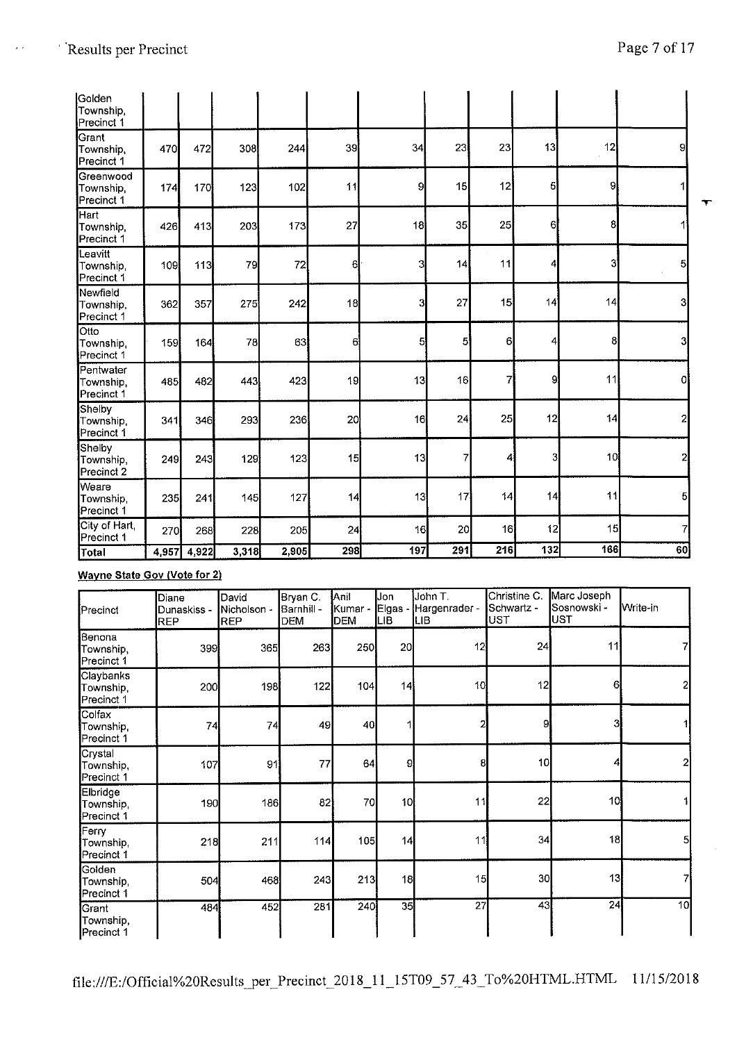| | | | | | | | | | | | |
|---|---|---|---|---|---|---|---|---|---|---|---|
| Golden Township, Precinct 1 | | | | | | | | | | | |
| Grant Township, Precinct 1 | 470 | 472 | 308 | 244 | 39 | 34 | 23 | 23 | 13 | 12 | 9 |
| Greenwood Township, Precinct 1 | 174 | 170 | 123 | 102 | 11 | 9 | 15 | 12 | 5 | 9 | 1 |
| Hart Township, Precinct 1 | 426 | 413 | 203 | 173 | 27 | 18 | 35 | 25 | 6 | 8 | 1 |
| Leavitt Township, Precinct 1 | 109 | 113 | 79 | 72 | 6 | 3 | 14 | 11 | 4 | 3 | 5 |
| Newfield Township, Precinct 1 | 362 | 357 | 275 | 242 | 18 | 3 | 27 | 15 | 14 | 14 | 3 |
| Otto Township, Precinct 1 | 159 | 164 | 78 | 63 | 6 | 5 | 5 | 6 | 4 | 8 | 3 |
| Pentwater Township, Precinct 1 | 485 | 482 | 443 | 423 | 19 | 13 | 16 | 7 | 9 | 11 | 0 |
| Shelby Township, Precinct 1 | 341 | 346 | 293 | 236 | 20 | 16 | 24 | 25 | 12 | 14 | 2 |
| Shelby Township, Precinct 2 | 249 | 243 | 129 | 123 | 15 | 13 | 7 | 4 | 3 | 10 | 2 |
| Weare Township, Precinct 1 | 235 | 241 | 145 | 127 | 14 | 13 | 17 | 14 | 14 | 11 | 5 |
| City of Hart, Precinct 1 | 270 | 268 | 228 | 205 | 24 | 16 | 20 | 16 | 12 | 15 | 7 |
| **Total** | **4,957** | **4,922** | **3,318** | **2,905** | **298** | **197** | **291** | **216** | **132** | **166** | **60** |

**Wayne State Gov (Vote for 2)**

| Precinct | Diane Dunaskiss - REP | David Nicholson - REP | Bryan C. Barnhill - DEM | Anil Kumar - DEM | Jon Elgas - LIB | John T. Hargenrader - LIB | Christine C. Schwartz - UST | Marc Joseph Sosnowski - UST | Write-in |
|---|---|---|---|---|---|---|---|---|---|
| Benona Township, Precinct 1 | 399 | 365 | 263 | 250 | 20 | 12 | 24 | 11 | 7 |
| Claybanks Township, Precinct 1 | 200 | 198 | 122 | 104 | 14 | 10 | 12 | 6 | 2 |
| Colfax Township, Precinct 1 | 74 | 74 | 49 | 40 | 1 | 2 | 9 | 3 | 1 |
| Crystal Township, Precinct 1 | 107 | 91 | 77 | 64 | 9 | 8 | 10 | 4 | 2 |
| Elbridge Township, Precinct 1 | 190 | 186 | 82 | 70 | 10 | 11 | 22 | 10 | 1 |
| Ferry Township, Precinct 1 | 218 | 211 | 114 | 105 | 14 | 11 | 34 | 18 | 5 |
| Golden Township, Precinct 1 | 504 | 468 | 243 | 213 | 18 | 15 | 30 | 13 | 7 |
| Grant Township, Precinct 1 | 484 | 452 | 281 | 240 | 35 | 27 | 43 | 24 | 10 |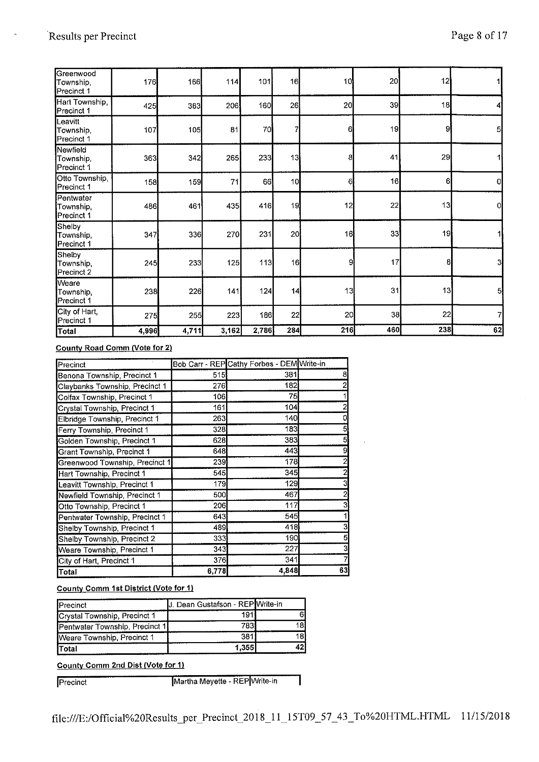| Precinct | | | | | | | | | |
|---|---|---|---|---|---|---|---|---|---|
| Greenwood Township, Precinct 1 | 176 | 166 | 114 | 101 | 16 | 10 | 20 | 12 | 1 |
| Hart Township, Precinct 1 | 425 | 383 | 206 | 160 | 26 | 20 | 39 | 18 | 4 |
| Leavitt Township, Precinct 1 | 107 | 105 | 81 | 70 | 7 | 6 | 19 | 9 | 5 |
| Newfield Township, Precinct 1 | 363 | 342 | 265 | 233 | 13 | 8 | 41 | 29 | 1 |
| Otto Township, Precinct 1 | 158 | 159 | 71 | 66 | 10 | 6 | 16 | 6 | 0 |
| Pentwater Township, Precinct 1 | 486 | 461 | 435 | 416 | 19 | 12 | 22 | 13 | 0 |
| Shelby Township, Precinct 1 | 347 | 336 | 270 | 231 | 20 | 16 | 33 | 19 | 1 |
| Shelby Township, Precinct 2 | 245 | 233 | 125 | 113 | 16 | 9 | 17 | 8 | 3 |
| Weare Township, Precinct 1 | 238 | 226 | 141 | 124 | 14 | 13 | 31 | 13 | 5 |
| City of Hart, Precinct 1 | 275 | 255 | 223 | 186 | 22 | 20 | 38 | 22 | 7 |
| Total | 4,996 | 4,711 | 3,162 | 2,786 | 284 | 216 | 460 | 238 | 62 |

**County Road Comm (Vote for 2)**

| Precinct | Bob Carr - REP | Cathy Forbes - DEM | Write-in |
|---|---|---|---|
| Benona Township, Precinct 1 | 515 | 381 | 8 |
| Claybanks Township, Precinct 1 | 276 | 182 | 2 |
| Colfax Township, Precinct 1 | 106 | 75 | 1 |
| Crystal Township, Precinct 1 | 161 | 104 | 2 |
| Elbridge Township, Precinct 1 | 263 | 140 | 0 |
| Ferry Township, Precinct 1 | 328 | 183 | 5 |
| Golden Township, Precinct 1 | 628 | 383 | 5 |
| Grant Township, Precinct 1 | 648 | 443 | 9 |
| Greenwood Township, Precinct 1 | 239 | 178 | 2 |
| Hart Township, Precinct 1 | 545 | 345 | 2 |
| Leavitt Township, Precinct 1 | 179 | 129 | 3 |
| Newfield Township, Precinct 1 | 500 | 467 | 2 |
| Otto Township, Precinct 1 | 206 | 117 | 3 |
| Pentwater Township, Precinct 1 | 643 | 545 | 1 |
| Shelby Township, Precinct 1 | 489 | 418 | 3 |
| Shelby Township, Precinct 2 | 333 | 190 | 5 |
| Weare Township, Precinct 1 | 343 | 227 | 3 |
| City of Hart, Precinct 1 | 376 | 341 | 7 |
| Total | 6,778 | 4,848 | 63 |

**County Comm 1st District (Vote for 1)**

| Precinct | J. Dean Gustafson - REP | Write-in |
|---|---|---|
| Crystal Township, Precinct 1 | 191 | 6 |
| Pentwater Township, Precinct 1 | 783 | 18 |
| Weare Township, Precinct 1 | 381 | 18 |
| Total | 1,355 | 42 |

**County Comm 2nd Dist (Vote for 1)**

| Precinct | Martha Meyette - REP | Write-in |
|---|---|---|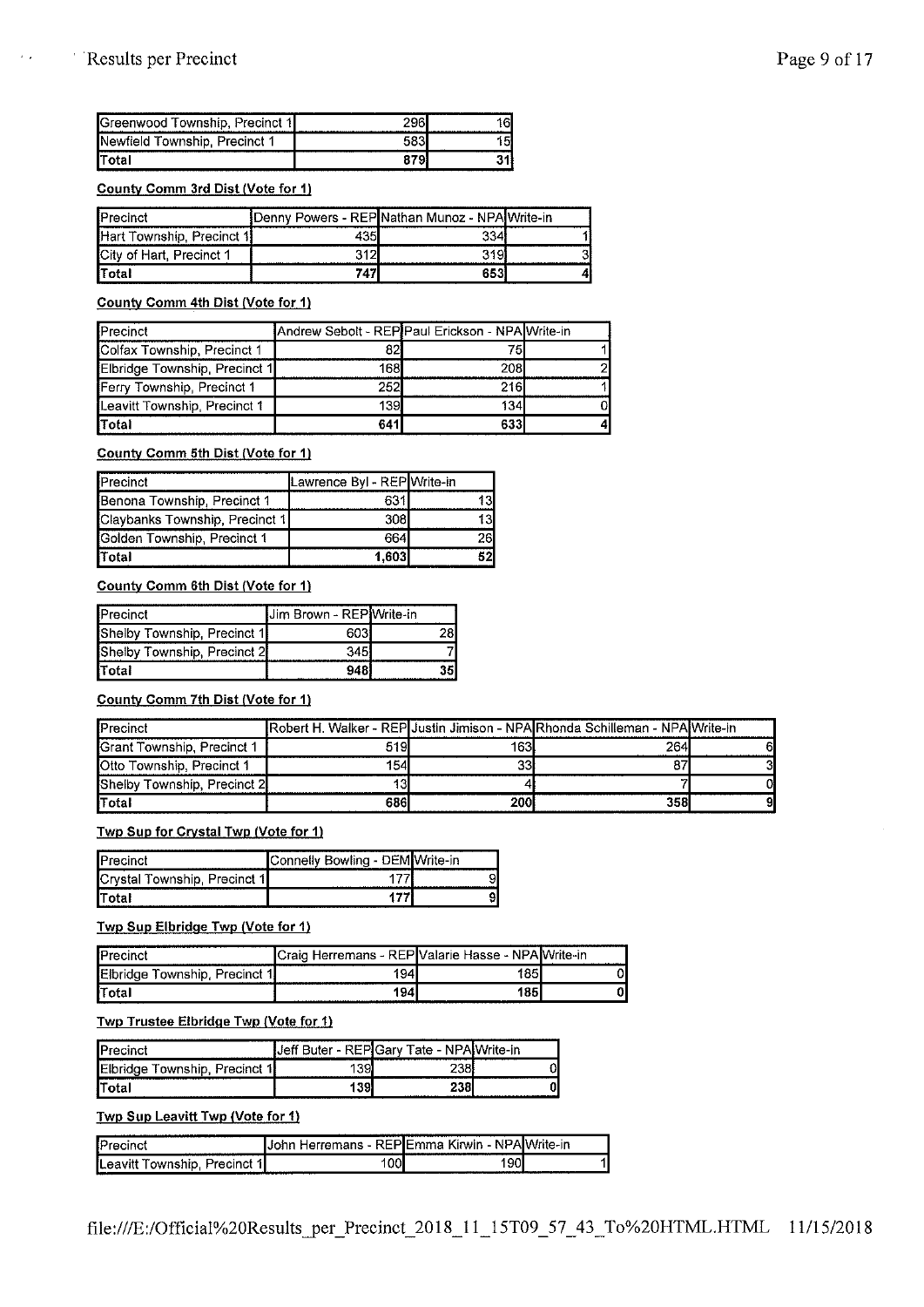| | | |
|---|---|---|
| Greenwood Township, Precinct 1 | 296 | 16 |
| Newfield Township, Precinct 1 | 583 | 15 |
| **Total** | **879** | **31** |

**County Comm 3rd Dist (Vote for 1)**

| Precinct | Denny Powers - REP | Nathan Munoz - NPA | Write-in |
|---|---|---|---|
| Hart Township, Precinct 1 | 435 | 334 | 1 |
| City of Hart, Precinct 1 | 312 | 319 | 3 |
| **Total** | **747** | **653** | **4** |

**County Comm 4th Dist (Vote for 1)**

| Precinct | Andrew Sebolt - REP | Paul Erickson - NPA | Write-in |
|---|---|---|---|
| Colfax Township, Precinct 1 | 82 | 75 | 1 |
| Elbridge Township, Precinct 1 | 168 | 208 | 2 |
| Ferry Township, Precinct 1 | 252 | 216 | 1 |
| Leavitt Township, Precinct 1 | 139 | 134 | 0 |
| **Total** | **641** | **633** | **4** |

**County Comm 5th Dist (Vote for 1)**

| Precinct | Lawrence Byl - REP | Write-in |
|---|---|---|
| Benona Township, Precinct 1 | 631 | 13 |
| Claybanks Township, Precinct 1 | 308 | 13 |
| Golden Township, Precinct 1 | 664 | 26 |
| **Total** | **1,603** | **52** |

**County Comm 6th Dist (Vote for 1)**

| Precinct | Jim Brown - REP | Write-in |
|---|---|---|
| Shelby Township, Precinct 1 | 603 | 28 |
| Shelby Township, Precinct 2 | 345 | 7 |
| **Total** | **948** | **35** |

**County Comm 7th Dist (Vote for 1)**

| Precinct | Robert H. Walker - REP | Justin Jimison - NPA | Rhonda Schilleman - NPA | Write-in |
|---|---|---|---|---|
| Grant Township, Precinct 1 | 519 | 163 | 264 | 6 |
| Otto Township, Precinct 1 | 154 | 33 | 87 | 3 |
| Shelby Township, Precinct 2 | 13 | 4 | 7 | 0 |
| **Total** | **686** | **200** | **358** | **9** |

**Twp Sup for Crystal Twp (Vote for 1)**

| Precinct | Connelly Bowling - DEM | Write-in |
|---|---|---|
| Crystal Township, Precinct 1 | 177 | 9 |
| **Total** | **177** | **9** |

**Twp Sup Elbridge Twp (Vote for 1)**

| Precinct | Craig Herremans - REP | Valarie Hasse - NPA | Write-in |
|---|---|---|---|
| Elbridge Township, Precinct 1 | 194 | 185 | 0 |
| **Total** | **194** | **185** | **0** |

**Twp Trustee Elbridge Twp (Vote for 1)**

| Precinct | Jeff Buter - REP | Gary Tate - NPA | Write-in |
|---|---|---|---|
| Elbridge Township, Precinct 1 | 139 | 238 | 0 |
| **Total** | **139** | **238** | **0** |

**Twp Sup Leavitt Twp (Vote for 1)**

| Precinct | John Herremans - REP | Emma Kirwin - NPA | Write-in |
|---|---|---|---|
| Leavitt Township, Precinct 1 | 100 | 190 | 1 |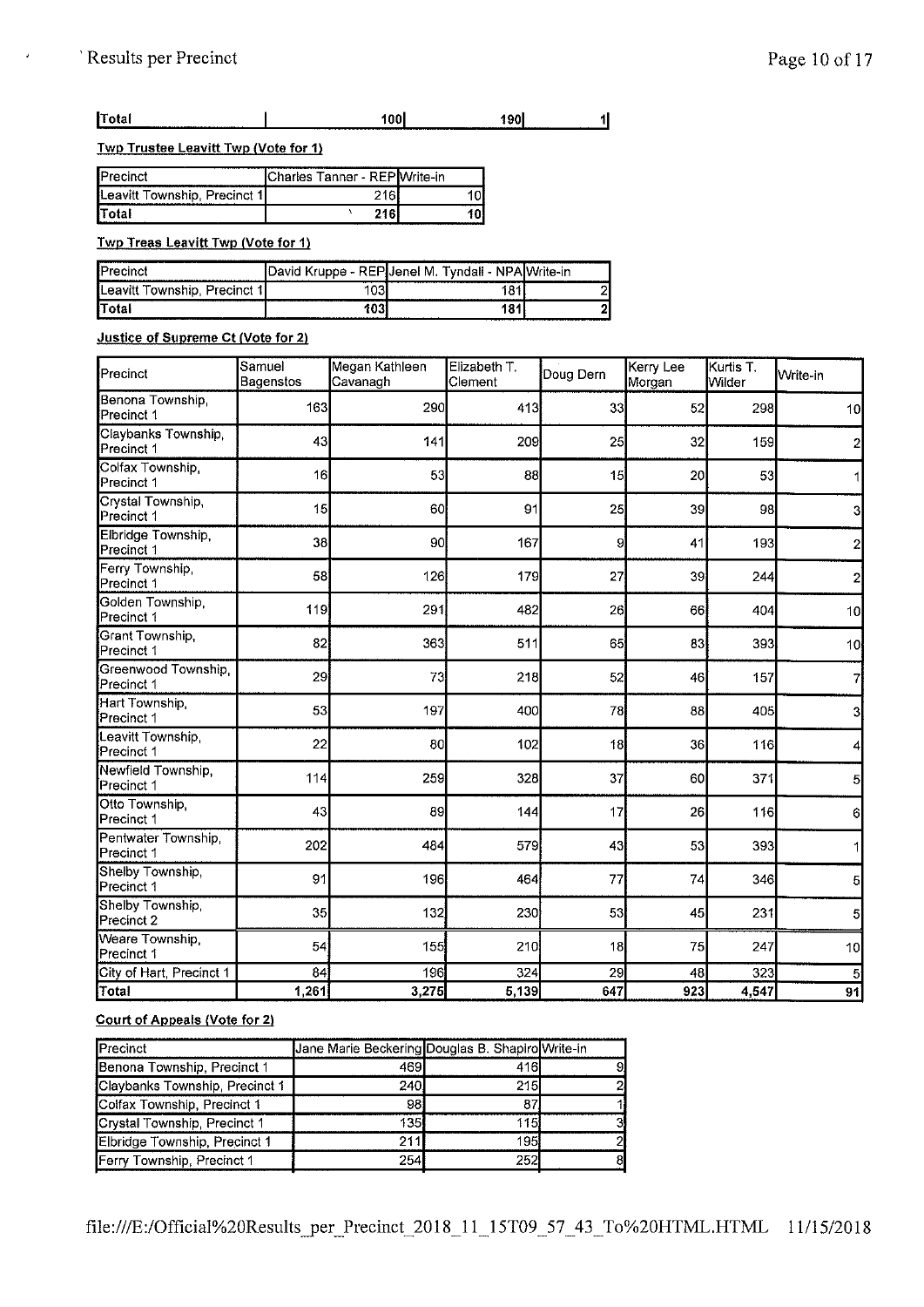| Total | 100 | 190 | 1 |
|---|---|---|---|

**Twp Trustee Leavitt Twp (Vote for 1)**

| Precinct | Charles Tanner - REP | Write-in |
|---|---|---|
| Leavitt Township, Precinct 1 | 216 | 10 |
| Total | 216 | 10 |

**Twp Treas Leavitt Twp (Vote for 1)**

| Precinct | David Kruppe - REP | Jenel M. Tyndall - NPA | Write-in |
|---|---|---|---|
| Leavitt Township, Precinct 1 | 103 | 181 | 2 |
| Total | 103 | 181 | 2 |

**Justice of Supreme Ct (Vote for 2)**

| Precinct | Samuel Bagenstos | Megan Kathleen Cavanagh | Elizabeth T. Clement | Doug Dern | Kerry Lee Morgan | Kurtis T. Wilder | Write-in |
|---|---|---|---|---|---|---|---|
| Benona Township, Precinct 1 | 163 | 290 | 413 | 33 | 52 | 298 | 10 |
| Claybanks Township, Precinct 1 | 43 | 141 | 209 | 25 | 32 | 159 | 2 |
| Colfax Township, Precinct 1 | 16 | 53 | 88 | 15 | 20 | 53 | 1 |
| Crystal Township, Precinct 1 | 15 | 60 | 91 | 25 | 39 | 98 | 3 |
| Elbridge Township, Precinct 1 | 38 | 90 | 167 | 9 | 41 | 193 | 2 |
| Ferry Township, Precinct 1 | 58 | 126 | 179 | 27 | 39 | 244 | 2 |
| Golden Township, Precinct 1 | 119 | 291 | 482 | 26 | 66 | 404 | 10 |
| Grant Township, Precinct 1 | 82 | 363 | 511 | 65 | 83 | 393 | 10 |
| Greenwood Township, Precinct 1 | 29 | 73 | 218 | 52 | 46 | 157 | 7 |
| Hart Township, Precinct 1 | 53 | 197 | 400 | 78 | 88 | 405 | 3 |
| Leavitt Township, Precinct 1 | 22 | 80 | 102 | 18 | 36 | 116 | 4 |
| Newfield Township, Precinct 1 | 114 | 259 | 328 | 37 | 60 | 371 | 5 |
| Otto Township, Precinct 1 | 43 | 89 | 144 | 17 | 26 | 116 | 6 |
| Pentwater Township, Precinct 1 | 202 | 484 | 579 | 43 | 53 | 393 | 1 |
| Shelby Township, Precinct 1 | 91 | 196 | 464 | 77 | 74 | 346 | 5 |
| Shelby Township, Precinct 2 | 35 | 132 | 230 | 53 | 45 | 231 | 5 |
| Weare Township, Precinct 1 | 54 | 155 | 210 | 18 | 75 | 247 | 10 |
| City of Hart, Precinct 1 | 84 | 196 | 324 | 29 | 48 | 323 | 5 |
| Total | 1,261 | 3,275 | 5,139 | 647 | 923 | 4,547 | 91 |

**Court of Appeals (Vote for 2)**

| Precinct | Jane Marie Beckering | Douglas B. Shapiro | Write-in |
|---|---|---|---|
| Benona Township, Precinct 1 | 469 | 416 | 9 |
| Claybanks Township, Precinct 1 | 240 | 215 | 2 |
| Colfax Township, Precinct 1 | 98 | 87 | 1 |
| Crystal Township, Precinct 1 | 135 | 115 | 3 |
| Elbridge Township, Precinct 1 | 211 | 195 | 2 |
| Ferry Township, Precinct 1 | 254 | 252 | 8 |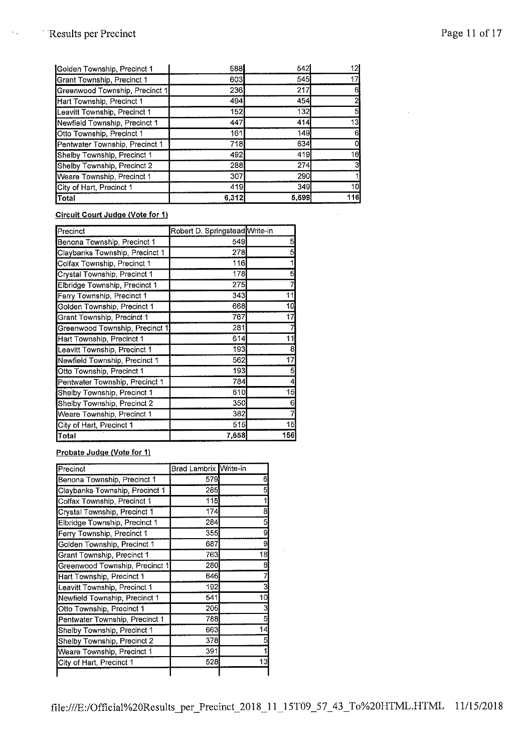| | | | |
|---|---|---|---|
| Golden Township, Precinct 1 | 588 | 542 | 12 |
| Grant Township, Precinct 1 | 603 | 545 | 17 |
| Greenwood Township, Precinct 1 | 236 | 217 | 6 |
| Hart Township, Precinct 1 | 494 | 454 | 2 |
| Leavitt Township, Precinct 1 | 152 | 132 | 5 |
| Newfield Township, Precinct 1 | 447 | 414 | 13 |
| Otto Township, Precinct 1 | 161 | 149 | 6 |
| Pentwater Township, Precinct 1 | 718 | 634 | 0 |
| Shelby Township, Precinct 1 | 492 | 419 | 16 |
| Shelby Township, Precinct 2 | 288 | 274 | 3 |
| Weare Township, Precinct 1 | 307 | 290 | 1 |
| City of Hart, Precinct 1 | 419 | 349 | 10 |
| **Total** | **6,312** | **5,699** | **116** |

**Circuit Court Judge (Vote for 1)**

| Precinct | Robert D. Springstead | Write-in |
|---|---|---|
| Benona Township, Precinct 1 | 549 | 5 |
| Claybanks Township, Precinct 1 | 278 | 5 |
| Colfax Township, Precinct 1 | 116 | 1 |
| Crystal Township, Precinct 1 | 178 | 5 |
| Elbridge Township, Precinct 1 | 275 | 7 |
| Ferry Township, Precinct 1 | 343 | 11 |
| Golden Township, Precinct 1 | 668 | 10 |
| Grant Township, Precinct 1 | 767 | 17 |
| Greenwood Township, Precinct 1 | 281 | 7 |
| Hart Township, Precinct 1 | 614 | 11 |
| Leavitt Township, Precinct 1 | 193 | 8 |
| Newfield Township, Precinct 1 | 562 | 17 |
| Otto Township, Precinct 1 | 193 | 5 |
| Pentwater Township, Precinct 1 | 784 | 4 |
| Shelby Township, Precinct 1 | 610 | 15 |
| Shelby Township, Precinct 2 | 350 | 6 |
| Weare Township, Precinct 1 | 382 | 7 |
| City of Hart, Precinct 1 | 515 | 15 |
| **Total** | **7,658** | **156** |

**Probate Judge (Vote for 1)**

| Precinct | Brad Lambrix | Write-in |
|---|---|---|
| Benona Township, Precinct 1 | 579 | 6 |
| Claybanks Township, Precinct 1 | 285 | 5 |
| Colfax Township, Precinct 1 | 115 | 1 |
| Crystal Township, Precinct 1 | 174 | 8 |
| Elbridge Township, Precinct 1 | 284 | 5 |
| Ferry Township, Precinct 1 | 355 | 9 |
| Golden Township, Precinct 1 | 687 | 9 |
| Grant Township, Precinct 1 | 763 | 18 |
| Greenwood Township, Precinct 1 | 280 | 8 |
| Hart Township, Precinct 1 | 646 | 7 |
| Leavitt Township, Precinct 1 | 192 | 3 |
| Newfield Township, Precinct 1 | 541 | 10 |
| Otto Township, Precinct 1 | 205 | 3 |
| Pentwater Township, Precinct 1 | 788 | 5 |
| Shelby Township, Precinct 1 | 663 | 14 |
| Shelby Township, Precinct 2 | 378 | 5 |
| Weare Township, Precinct 1 | 391 | 1 |
| City of Hart, Precinct 1 | 528 | 13 |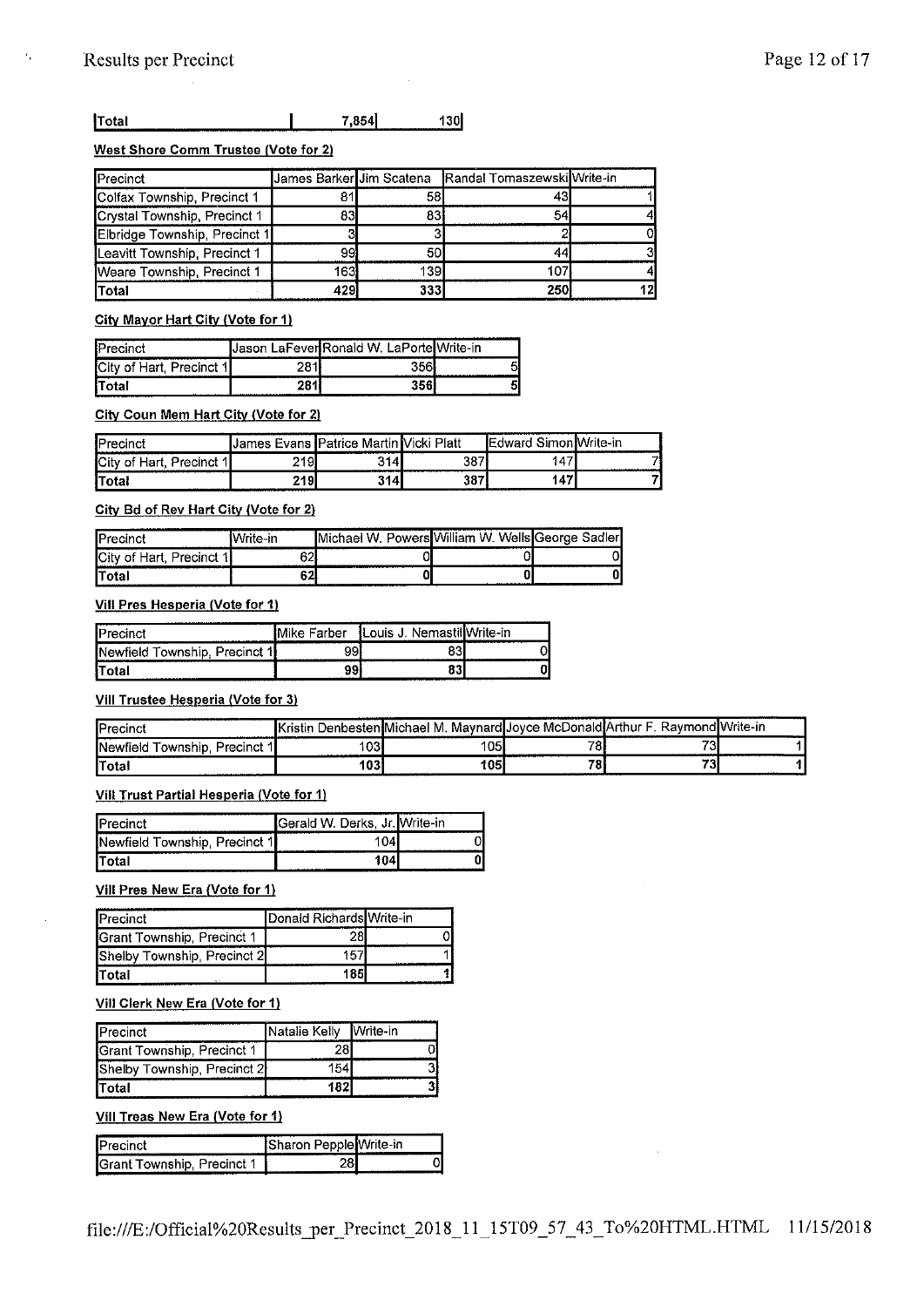| Total | 7,854 | 130 |
|---|---|---|

**West Shore Comm Trustee (Vote for 2)**

| Precinct | James Barker | Jim Scatena | Randal Tomaszewski | Write-in |
|---|---|---|---|---|
| Colfax Township, Precinct 1 | 81 | 58 | 43 | 1 |
| Crystal Township, Precinct 1 | 83 | 83 | 54 | 4 |
| Elbridge Township, Precinct 1 | 3 | 3 | 2 | 0 |
| Leavitt Township, Precinct 1 | 99 | 50 | 44 | 3 |
| Weare Township, Precinct 1 | 163 | 139 | 107 | 4 |
| Total | 429 | 333 | 250 | 12 |

**City Mayor Hart City (Vote for 1)**

| Precinct | Jason LaFever | Ronald W. LaPorte | Write-in |
|---|---|---|---|
| City of Hart, Precinct 1 | 281 | 356 | 5 |
| Total | 281 | 356 | 5 |

**City Coun Mem Hart City (Vote for 2)**

| Precinct | James Evans | Patrice Martin | Vicki Platt | Edward Simon | Write-in |
|---|---|---|---|---|---|
| City of Hart, Precinct 1 | 219 | 314 | 387 | 147 | 7 |
| Total | 219 | 314 | 387 | 147 | 7 |

**City Bd of Rev Hart City (Vote for 2)**

| Precinct | Write-in | Michael W. Powers | William W. Wells | George Sadler |
|---|---|---|---|---|
| City of Hart, Precinct 1 | 62 | 0 | 0 | 0 |
| Total | 62 | 0 | 0 | 0 |

**Vill Pres Hesperia (Vote for 1)**

| Precinct | Mike Farber | Louis J. Nemastil | Write-in |
|---|---|---|---|
| Newfield Township, Precinct 1 | 99 | 83 | 0 |
| Total | 99 | 83 | 0 |

**Vill Trustee Hesperia (Vote for 3)**

| Precinct | Kristin Denbesten | Michael M. Maynard | Joyce McDonald | Arthur F. Raymond | Write-in |
|---|---|---|---|---|---|
| Newfield Township, Precinct 1 | 103 | 105 | 78 | 73 | 1 |
| Total | 103 | 105 | 78 | 73 | 1 |

**Vill Trust Partial Hesperia (Vote for 1)**

| Precinct | Gerald W. Derks, Jr. | Write-in |
|---|---|---|
| Newfield Township, Precinct 1 | 104 | 0 |
| Total | 104 | 0 |

**Vill Pres New Era (Vote for 1)**

| Precinct | Donald Richards | Write-in |
|---|---|---|
| Grant Township, Precinct 1 | 28 | 0 |
| Shelby Township, Precinct 2 | 157 | 1 |
| Total | 185 | 1 |

**Vill Clerk New Era (Vote for 1)**

| Precinct | Natalie Kelly | Write-in |
|---|---|---|
| Grant Township, Precinct 1 | 28 | 0 |
| Shelby Township, Precinct 2 | 154 | 3 |
| Total | 182 | 3 |

**Vill Treas New Era (Vote for 1)**

| Precinct | Sharon Pepple | Write-in |
|---|---|---|
| Grant Township, Precinct 1 | 28 | 0 |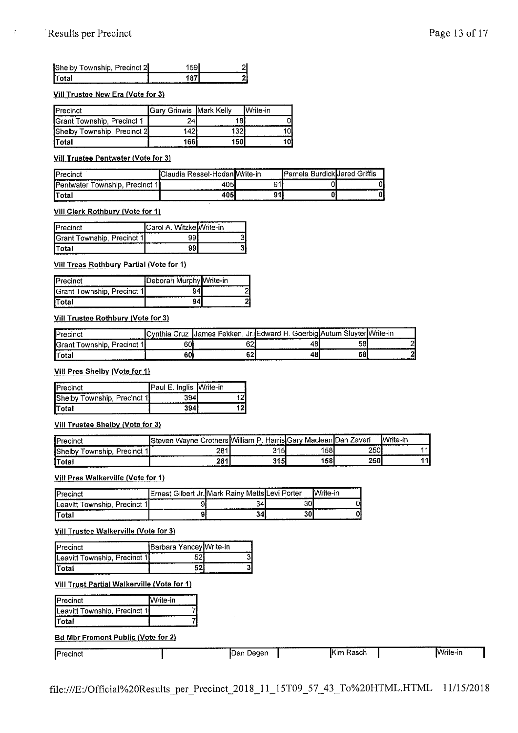| | | |
|---|---|---|
| Shelby Township, Precinct 2 | 159 | 2 |
| Total | 187 | 2 |

**Vill Trustee New Era (Vote for 3)**

| Precinct | Gary Grinwis | Mark Kelly | Write-in |
|---|---|---|---|
| Grant Township, Precinct 1 | 24 | 18 | 0 |
| Shelby Township, Precinct 2 | 142 | 132 | 10 |
| Total | 166 | 150 | 10 |

**Vill Trustee Pentwater (Vote for 3)**

| Precinct | Claudia Ressel-Hodan | Write-in | Pamela Burdick | Jared Griffis |
|---|---|---|---|---|
| Pentwater Township, Precinct 1 | 405 | 91 | 0 | 0 |
| Total | 405 | 91 | 0 | 0 |

**Vill Clerk Rothbury (Vote for 1)**

| Precinct | Carol A. Witzke | Write-in |
|---|---|---|
| Grant Township, Precinct 1 | 99 | 3 |
| Total | 99 | 3 |

**Vill Treas Rothbury Partial (Vote for 1)**

| Precinct | Deborah Murphy | Write-in |
|---|---|---|
| Grant Township, Precinct 1 | 94 | 2 |
| Total | 94 | 2 |

**Vill Trustee Rothbury (Vote for 3)**

| Precinct | Cynthia Cruz | James Fekken, Jr. | Edward H. Goerbig | Autum Sluyter | Write-in |
|---|---|---|---|---|---|
| Grant Township, Precinct 1 | 60 | 62 | 48 | 58 | 2 |
| Total | 60 | 62 | 48 | 58 | 2 |

**Vill Pres Shelby (Vote for 1)**

| Precinct | Paul E. Inglis | Write-in |
|---|---|---|
| Shelby Township, Precinct 1 | 394 | 12 |
| Total | 394 | 12 |

**Vill Trustee Shelby (Vote for 3)**

| Precinct | Steven Wayne Crothers | William P. Harris | Gary Maclean | Dan Zaverl | Write-in |
|---|---|---|---|---|---|
| Shelby Township, Precinct 1 | 281 | 315 | 158 | 250 | 11 |
| Total | 281 | 315 | 158 | 250 | 11 |

**Vill Pres Walkerville (Vote for 1)**

| Precinct | Ernest Gilbert Jr. | Mark Rainy Metts | Levi Porter | Write-in |
|---|---|---|---|---|
| Leavitt Township, Precinct 1 | 9 | 34 | 30 | 0 |
| Total | 9 | 34 | 30 | 0 |

**Vill Trustee Walkerville (Vote for 3)**

| Precinct | Barbara Yancey | Write-in |
|---|---|---|
| Leavitt Township, Precinct 1 | 52 | 3 |
| Total | 52 | 3 |

**Vill Trust Partial Walkerville (Vote for 1)**

| Precinct | Write-in |
|---|---|
| Leavitt Township, Precinct 1 | 7 |
| Total | 7 |

**Bd Mbr Fremont Public (Vote for 2)**

| Precinct | Dan Degen | Kim Rasch | Write-in |
|---|---|---|---|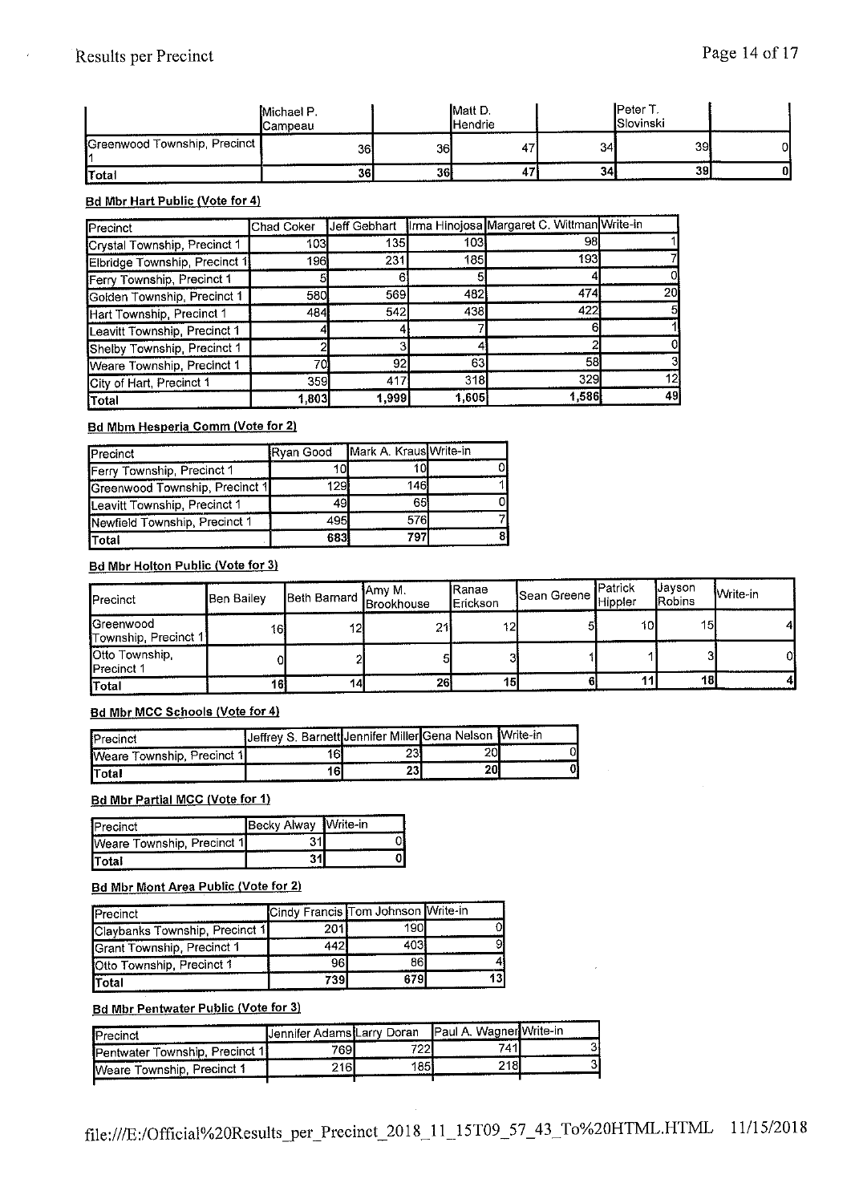Results per Precinct

| | Michael P. Campeau | | Matt D. Hendrie | | Peter T. Slovinski | |
|---|---|---|---|---|---|---|
| Greenwood Township, Precinct 1 | 36 | 36 | 47 | 34 | 39 | 0 |
| Total | 36 | 36 | 47 | 34 | 39 | 0 |

**Bd Mbr Hart Public (Vote for 4)**

| Precinct | Chad Coker | Jeff Gebhart | Irma Hinojosa | Margaret C. Wittman | Write-in |
|---|---|---|---|---|---|
| Crystal Township, Precinct 1 | 103 | 135 | 103 | 98 | 1 |
| Elbridge Township, Precinct 1 | 196 | 231 | 185 | 193 | 7 |
| Ferry Township, Precinct 1 | 5 | 6 | 5 | 4 | 0 |
| Golden Township, Precinct 1 | 580 | 569 | 482 | 474 | 20 |
| Hart Township, Precinct 1 | 484 | 542 | 438 | 422 | 5 |
| Leavitt Township, Precinct 1 | 4 | 4 | 7 | 6 | 1 |
| Shelby Township, Precinct 1 | 2 | 3 | 4 | 2 | 0 |
| Weare Township, Precinct 1 | 70 | 92 | 63 | 58 | 3 |
| City of Hart, Precinct 1 | 359 | 417 | 318 | 329 | 12 |
| Total | 1,803 | 1,999 | 1,605 | 1,586 | 49 |

**Bd Mbm Hesperia Comm (Vote for 2)**

| Precinct | Ryan Good | Mark A. Kraus | Write-in |
|---|---|---|---|
| Ferry Township, Precinct 1 | 10 | 10 | 0 |
| Greenwood Township, Precinct 1 | 129 | 146 | 1 |
| Leavitt Township, Precinct 1 | 49 | 65 | 0 |
| Newfield Township, Precinct 1 | 495 | 576 | 7 |
| Total | 683 | 797 | 8 |

**Bd Mbr Holton Public (Vote for 3)**

| Precinct | Ben Bailey | Beth Barnard | Amy M. Brookhouse | Ranae Erickson | Sean Greene | Patrick Hippler | Jayson Robins | Write-in |
|---|---|---|---|---|---|---|---|---|
| Greenwood Township, Precinct 1 | 16 | 12 | 21 | 12 | 5 | 10 | 15 | 4 |
| Otto Township, Precinct 1 | 0 | 2 | 5 | 3 | 1 | 1 | 3 | 0 |
| Total | 16 | 14 | 26 | 15 | 6 | 11 | 18 | 4 |

**Bd Mbr MCC Schools (Vote for 4)**

| Precinct | Jeffrey S. Barnett | Jennifer Miller | Gena Nelson | Write-in |
|---|---|---|---|---|
| Weare Township, Precinct 1 | 16 | 23 | 20 | 0 |
| Total | 16 | 23 | 20 | 0 |

**Bd Mbr Partial MCC (Vote for 1)**

| Precinct | Becky Alway | Write-in |
|---|---|---|
| Weare Township, Precinct 1 | 31 | 0 |
| Total | 31 | 0 |

**Bd Mbr Mont Area Public (Vote for 2)**

| Precinct | Cindy Francis | Tom Johnson | Write-in |
|---|---|---|---|
| Claybanks Township, Precinct 1 | 201 | 190 | 0 |
| Grant Township, Precinct 1 | 442 | 403 | 9 |
| Otto Township, Precinct 1 | 96 | 86 | 4 |
| Total | 739 | 679 | 13 |

**Bd Mbr Pentwater Public (Vote for 3)**

| Precinct | Jennifer Adams | Larry Doran | Paul A. Wagner | Write-in |
|---|---|---|---|---|
| Pentwater Township, Precinct 1 | 769 | 722 | 741 | 3 |
| Weare Township, Precinct 1 | 216 | 185 | 218 | 3 |

file:///E:/Official%20Results_per_Precinct_2018_11_15T09_57_43_To%20HTML.HTML 11/15/2018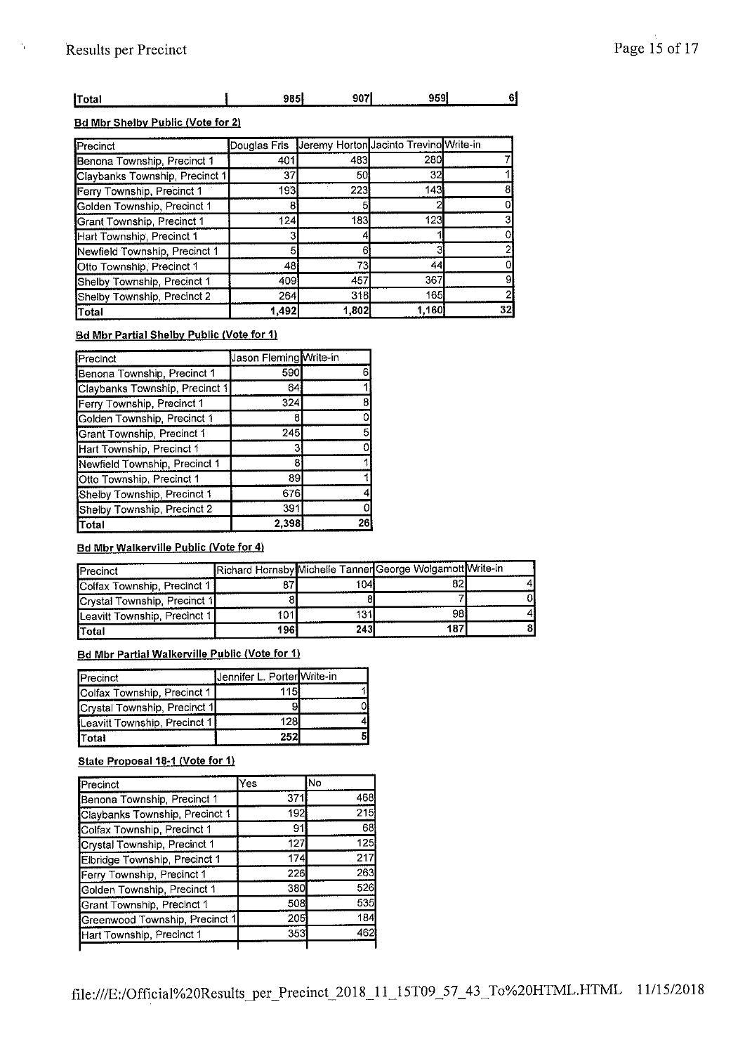| Total | 985 | 907 | 959 | 6 |
|---|---|---|---|---|

**Bd Mbr Shelby Public (Vote for 2)**

| Precinct | Douglas Fris | Jeremy Horton | Jacinto Trevino | Write-in |
|---|---|---|---|---|
| Benona Township, Precinct 1 | 401 | 483 | 280 | 7 |
| Claybanks Township, Precinct 1 | 37 | 50 | 32 | 1 |
| Ferry Township, Precinct 1 | 193 | 223 | 143 | 8 |
| Golden Township, Precinct 1 | 8 | 5 | 2 | 0 |
| Grant Township, Precinct 1 | 124 | 183 | 123 | 3 |
| Hart Township, Precinct 1 | 3 | 4 | 1 | 0 |
| Newfield Township, Precinct 1 | 5 | 6 | 3 | 2 |
| Otto Township, Precinct 1 | 48 | 73 | 44 | 0 |
| Shelby Township, Precinct 1 | 409 | 457 | 367 | 9 |
| Shelby Township, Precinct 2 | 264 | 318 | 165 | 2 |
| Total | 1,492 | 1,802 | 1,160 | 32 |

**Bd Mbr Partial Shelby Public (Vote for 1)**

| Precinct | Jason Fleming | Write-in |
|---|---|---|
| Benona Township, Precinct 1 | 590 | 6 |
| Claybanks Township, Precinct 1 | 64 | 1 |
| Ferry Township, Precinct 1 | 324 | 8 |
| Golden Township, Precinct 1 | 8 | 0 |
| Grant Township, Precinct 1 | 245 | 5 |
| Hart Township, Precinct 1 | 3 | 0 |
| Newfield Township, Precinct 1 | 8 | 1 |
| Otto Township, Precinct 1 | 89 | 1 |
| Shelby Township, Precinct 1 | 676 | 4 |
| Shelby Township, Precinct 2 | 391 | 0 |
| Total | 2,398 | 26 |

**Bd Mbr Walkerville Public (Vote for 4)**

| Precinct | Richard Hornsby | Michelle Tanner | George Wolgamott | Write-in |
|---|---|---|---|---|
| Colfax Township, Precinct 1 | 87 | 104 | 82 | 4 |
| Crystal Township, Precinct 1 | 8 | 8 | 7 | 0 |
| Leavitt Township, Precinct 1 | 101 | 131 | 98 | 4 |
| Total | 196 | 243 | 187 | 8 |

**Bd Mbr Partial Walkerville Public (Vote for 1)**

| Precinct | Jennifer L. Porter | Write-in |
|---|---|---|
| Colfax Township, Precinct 1 | 115 | 1 |
| Crystal Township, Precinct 1 | 9 | 0 |
| Leavitt Township, Precinct 1 | 128 | 4 |
| Total | 252 | 5 |

**State Proposal 18-1 (Vote for 1)**

| Precinct | Yes | No |
|---|---|---|
| Benona Township, Precinct 1 | 371 | 468 |
| Claybanks Township, Precinct 1 | 192 | 215 |
| Colfax Township, Precinct 1 | 91 | 68 |
| Crystal Township, Precinct 1 | 127 | 125 |
| Elbridge Township, Precinct 1 | 174 | 217 |
| Ferry Township, Precinct 1 | 226 | 263 |
| Golden Township, Precinct 1 | 380 | 526 |
| Grant Township, Precinct 1 | 508 | 535 |
| Greenwood Township, Precinct 1 | 205 | 184 |
| Hart Township, Precinct 1 | 353 | 462 |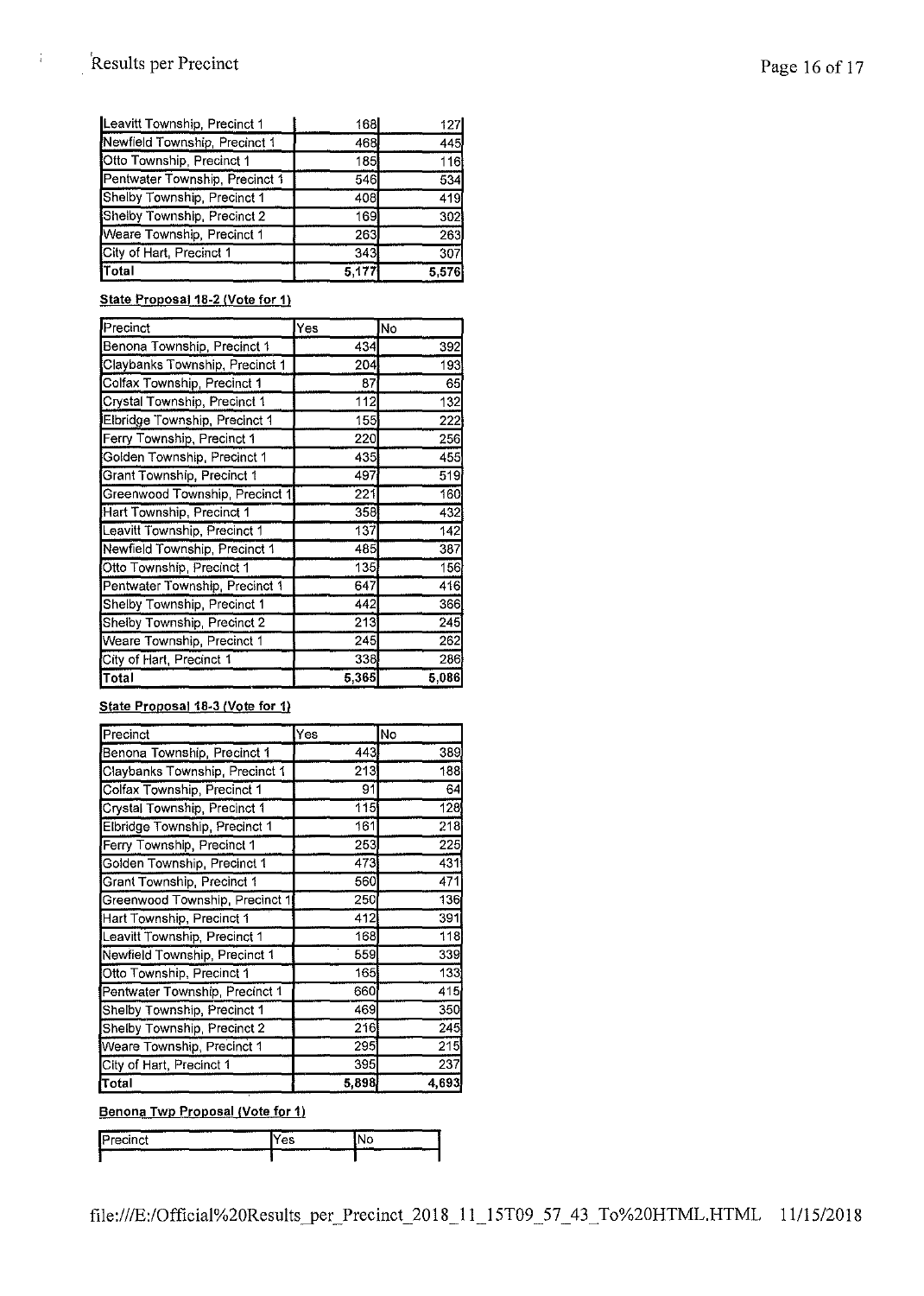| | | |
|---|---|---|
| Leavitt Township, Precinct 1 | 168 | 127 |
| Newfield Township, Precinct 1 | 468 | 445 |
| Otto Township, Precinct 1 | 185 | 116 |
| Pentwater Township, Precinct 1 | 546 | 534 |
| Shelby Township, Precinct 1 | 408 | 419 |
| Shelby Township, Precinct 2 | 169 | 302 |
| Weare Township, Precinct 1 | 263 | 263 |
| City of Hart, Precinct 1 | 343 | 307 |
| **Total** | **5,177** | **5,576** |

**State Proposal 18-2 (Vote for 1)**

| Precinct | Yes | No |
|---|---|---|
| Benona Township, Precinct 1 | 434 | 392 |
| Claybanks Township, Precinct 1 | 204 | 193 |
| Colfax Township, Precinct 1 | 87 | 65 |
| Crystal Township, Precinct 1 | 112 | 132 |
| Elbridge Township, Precinct 1 | 155 | 222 |
| Ferry Township, Precinct 1 | 220 | 256 |
| Golden Township, Precinct 1 | 435 | 455 |
| Grant Township, Precinct 1 | 497 | 519 |
| Greenwood Township, Precinct 1 | 221 | 160 |
| Hart Township, Precinct 1 | 358 | 432 |
| Leavitt Township, Precinct 1 | 137 | 142 |
| Newfield Township, Precinct 1 | 485 | 387 |
| Otto Township, Precinct 1 | 135 | 156 |
| Pentwater Township, Precinct 1 | 647 | 416 |
| Shelby Township, Precinct 1 | 442 | 366 |
| Shelby Township, Precinct 2 | 213 | 245 |
| Weare Township, Precinct 1 | 245 | 262 |
| City of Hart, Precinct 1 | 338 | 286 |
| **Total** | **5,365** | **5,086** |

**State Proposal 18-3 (Vote for 1)**

| Precinct | Yes | No |
|---|---|---|
| Benona Township, Precinct 1 | 443 | 389 |
| Claybanks Township, Precinct 1 | 213 | 188 |
| Colfax Township, Precinct 1 | 91 | 64 |
| Crystal Township, Precinct 1 | 115 | 128 |
| Elbridge Township, Precinct 1 | 161 | 218 |
| Ferry Township, Precinct 1 | 253 | 225 |
| Golden Township, Precinct 1 | 473 | 431 |
| Grant Township, Precinct 1 | 560 | 471 |
| Greenwood Township, Precinct 1 | 250 | 136 |
| Hart Township, Precinct 1 | 412 | 391 |
| Leavitt Township, Precinct 1 | 168 | 118 |
| Newfield Township, Precinct 1 | 559 | 339 |
| Otto Township, Precinct 1 | 165 | 133 |
| Pentwater Township, Precinct 1 | 660 | 415 |
| Shelby Township, Precinct 1 | 469 | 350 |
| Shelby Township, Precinct 2 | 216 | 245 |
| Weare Township, Precinct 1 | 295 | 215 |
| City of Hart, Precinct 1 | 395 | 237 |
| **Total** | **5,898** | **4,693** |

**Benona Twp Proposal (Vote for 1)**

| Precinct | Yes | No |
|---|---|---|
| | | |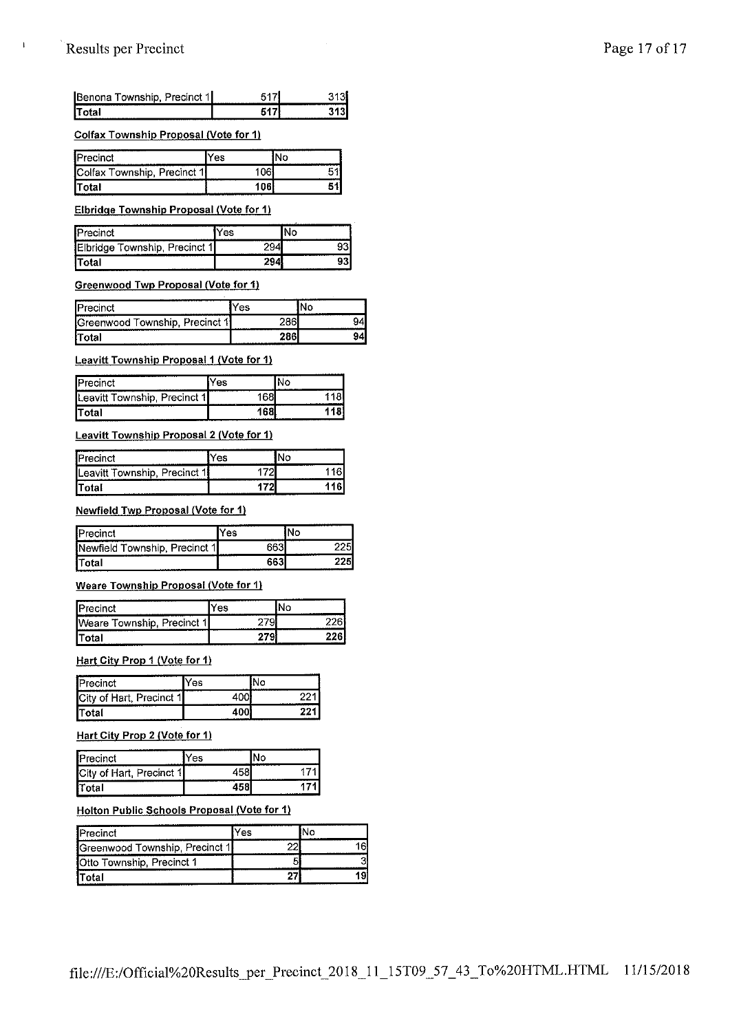| | | |
|---|---|---|
| Benona Township, Precinct 1 | 517 | 313 |
| **Total** | **517** | **313** |

**Colfax Township Proposal (Vote for 1)**

| Precinct | Yes | No |
|---|---|---|
| Colfax Township, Precinct 1 | 106 | 51 |
| **Total** | **106** | **51** |

**Elbridge Township Proposal (Vote for 1)**

| Precinct | Yes | No |
|---|---|---|
| Elbridge Township, Precinct 1 | 294 | 93 |
| **Total** | **294** | **93** |

**Greenwood Twp Proposal (Vote for 1)**

| Precinct | Yes | No |
|---|---|---|
| Greenwood Township, Precinct 1 | 286 | 94 |
| **Total** | **286** | **94** |

**Leavitt Township Proposal 1 (Vote for 1)**

| Precinct | Yes | No |
|---|---|---|
| Leavitt Township, Precinct 1 | 168 | 118 |
| **Total** | **168** | **118** |

**Leavitt Township Proposal 2 (Vote for 1)**

| Precinct | Yes | No |
|---|---|---|
| Leavitt Township, Precinct 1 | 172 | 116 |
| **Total** | **172** | **116** |

**Newfield Twp Proposal (Vote for 1)**

| Precinct | Yes | No |
|---|---|---|
| Newfield Township, Precinct 1 | 663 | 225 |
| **Total** | **663** | **225** |

**Weare Township Proposal (Vote for 1)**

| Precinct | Yes | No |
|---|---|---|
| Weare Township, Precinct 1 | 279 | 226 |
| **Total** | **279** | **226** |

**Hart City Prop 1 (Vote for 1)**

| Precinct | Yes | No |
|---|---|---|
| City of Hart, Precinct 1 | 400 | 221 |
| **Total** | **400** | **221** |

**Hart City Prop 2 (Vote for 1)**

| Precinct | Yes | No |
|---|---|---|
| City of Hart, Precinct 1 | 458 | 171 |
| **Total** | **458** | **171** |

**Holton Public Schools Proposal (Vote for 1)**

| Precinct | Yes | No |
|---|---|---|
| Greenwood Township, Precinct 1 | 22 | 16 |
| Otto Township, Precinct 1 | 5 | 3 |
| **Total** | **27** | **19** |